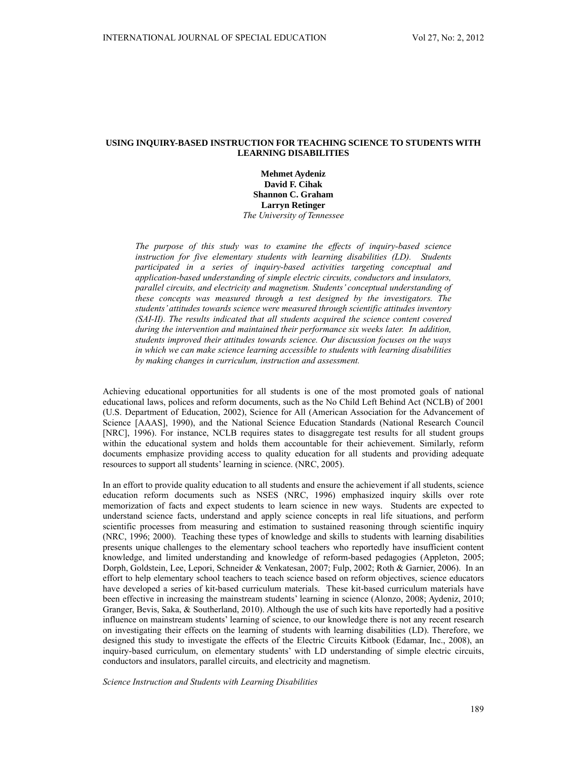# USING INQUIRY-BASED INSTRUCTION FOR TEACHING SCIENCE TO STUDENTS WITH LEARNING DISABILITIES

**Mehmet Aydeniz**
**David F. Cihak**
**Shannon C. Graham**
**Larryn Retinger**
*The University of Tennessee*

*The purpose of this study was to examine the effects of inquiry-based science instruction for five elementary students with learning disabilities (LD). Students participated in a series of inquiry-based activities targeting conceptual and application-based understanding of simple electric circuits, conductors and insulators, parallel circuits, and electricity and magnetism. Students' conceptual understanding of these concepts was measured through a test designed by the investigators. The students' attitudes towards science were measured through scientific attitudes inventory (SAI-II). The results indicated that all students acquired the science content covered during the intervention and maintained their performance six weeks later. In addition, students improved their attitudes towards science. Our discussion focuses on the ways in which we can make science learning accessible to students with learning disabilities by making changes in curriculum, instruction and assessment.*

Achieving educational opportunities for all students is one of the most promoted goals of national educational laws, polices and reform documents, such as the No Child Left Behind Act (NCLB) of 2001 (U.S. Department of Education, 2002), Science for All (American Association for the Advancement of Science [AAAS], 1990), and the National Science Education Standards (National Research Council [NRC], 1996). For instance, NCLB requires states to disaggregate test results for all student groups within the educational system and holds them accountable for their achievement. Similarly, reform documents emphasize providing access to quality education for all students and providing adequate resources to support all students' learning in science. (NRC, 2005).

In an effort to provide quality education to all students and ensure the achievement if all students, science education reform documents such as NSES (NRC, 1996) emphasized inquiry skills over rote memorization of facts and expect students to learn science in new ways. Students are expected to understand science facts, understand and apply science concepts in real life situations, and perform scientific processes from measuring and estimation to sustained reasoning through scientific inquiry (NRC, 1996; 2000). Teaching these types of knowledge and skills to students with learning disabilities presents unique challenges to the elementary school teachers who reportedly have insufficient content knowledge, and limited understanding and knowledge of reform-based pedagogies (Appleton, 2005; Dorph, Goldstein, Lee, Lepori, Schneider & Venkatesan, 2007; Fulp, 2002; Roth & Garnier, 2006). In an effort to help elementary school teachers to teach science based on reform objectives, science educators have developed a series of kit-based curriculum materials. These kit-based curriculum materials have been effective in increasing the mainstream students' learning in science (Alonzo, 2008; Aydeniz, 2010; Granger, Bevis, Saka, & Southerland, 2010). Although the use of such kits have reportedly had a positive influence on mainstream students' learning of science, to our knowledge there is not any recent research on investigating their effects on the learning of students with learning disabilities (LD). Therefore, we designed this study to investigate the effects of the Electric Circuits Kitbook (Edamar, Inc., 2008), an inquiry-based curriculum, on elementary students' with LD understanding of simple electric circuits, conductors and insulators, parallel circuits, and electricity and magnetism.

*Science Instruction and Students with Learning Disabilities*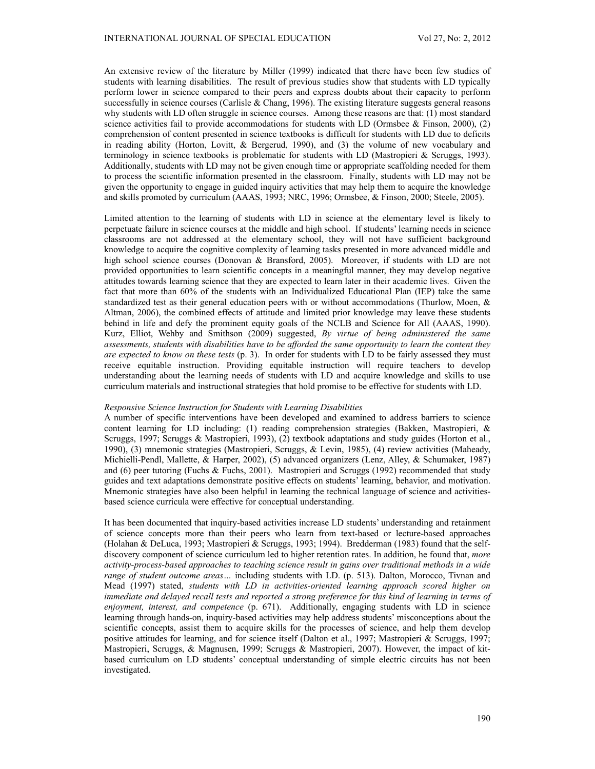An extensive review of the literature by Miller (1999) indicated that there have been few studies of students with learning disabilities. The result of previous studies show that students with LD typically perform lower in science compared to their peers and express doubts about their capacity to perform successfully in science courses (Carlisle & Chang, 1996). The existing literature suggests general reasons why students with LD often struggle in science courses. Among these reasons are that: (1) most standard science activities fail to provide accommodations for students with LD (Ormsbee & Finson, 2000), (2) comprehension of content presented in science textbooks is difficult for students with LD due to deficits in reading ability (Horton, Lovitt, & Bergerud, 1990), and (3) the volume of new vocabulary and terminology in science textbooks is problematic for students with LD (Mastropieri & Scruggs, 1993). Additionally, students with LD may not be given enough time or appropriate scaffolding needed for them to process the scientific information presented in the classroom. Finally, students with LD may not be given the opportunity to engage in guided inquiry activities that may help them to acquire the knowledge and skills promoted by curriculum (AAAS, 1993; NRC, 1996; Ormsbee, & Finson, 2000; Steele, 2005).

Limited attention to the learning of students with LD in science at the elementary level is likely to perpetuate failure in science courses at the middle and high school. If students' learning needs in science classrooms are not addressed at the elementary school, they will not have sufficient background knowledge to acquire the cognitive complexity of learning tasks presented in more advanced middle and high school science courses (Donovan & Bransford, 2005). Moreover, if students with LD are not provided opportunities to learn scientific concepts in a meaningful manner, they may develop negative attitudes towards learning science that they are expected to learn later in their academic lives. Given the fact that more than 60% of the students with an Individualized Educational Plan (IEP) take the same standardized test as their general education peers with or without accommodations (Thurlow, Moen, & Altman, 2006), the combined effects of attitude and limited prior knowledge may leave these students behind in life and defy the prominent equity goals of the NCLB and Science for All (AAAS, 1990). Kurz, Elliot, Wehby and Smithson (2009) suggested, *By virtue of being administered the same assessments, students with disabilities have to be afforded the same opportunity to learn the content they are expected to know on these tests* (p. 3). In order for students with LD to be fairly assessed they must receive equitable instruction. Providing equitable instruction will require teachers to develop understanding about the learning needs of students with LD and acquire knowledge and skills to use curriculum materials and instructional strategies that hold promise to be effective for students with LD.

*Responsive Science Instruction for Students with Learning Disabilities*

A number of specific interventions have been developed and examined to address barriers to science content learning for LD including: (1) reading comprehension strategies (Bakken, Mastropieri, & Scruggs, 1997; Scruggs & Mastropieri, 1993), (2) textbook adaptations and study guides (Horton et al., 1990), (3) mnemonic strategies (Mastropieri, Scruggs, & Levin, 1985), (4) review activities (Maheady, Michielli-Pendl, Mallette, & Harper, 2002), (5) advanced organizers (Lenz, Alley, & Schumaker, 1987) and (6) peer tutoring (Fuchs & Fuchs, 2001). Mastropieri and Scruggs (1992) recommended that study guides and text adaptations demonstrate positive effects on students' learning, behavior, and motivation. Mnemonic strategies have also been helpful in learning the technical language of science and activities-based science curricula were effective for conceptual understanding.

It has been documented that inquiry-based activities increase LD students' understanding and retainment of science concepts more than their peers who learn from text-based or lecture-based approaches (Holahan & DeLuca, 1993; Mastropieri & Scruggs, 1993; 1994). Bredderman (1983) found that the self-discovery component of science curriculum led to higher retention rates. In addition, he found that, *more activity-process-based approaches to teaching science result in gains over traditional methods in a wide range of student outcome areas…* including students with LD. (p. 513). Dalton, Morocco, Tivnan and Mead (1997) stated, *students with LD in activities-oriented learning approach scored higher on immediate and delayed recall tests and reported a strong preference for this kind of learning in terms of enjoyment, interest, and competence* (p. 671). Additionally, engaging students with LD in science learning through hands-on, inquiry-based activities may help address students' misconceptions about the scientific concepts, assist them to acquire skills for the processes of science, and help them develop positive attitudes for learning, and for science itself (Dalton et al., 1997; Mastropieri & Scruggs, 1997; Mastropieri, Scruggs, & Magnusen, 1999; Scruggs & Mastropieri, 2007). However, the impact of kit-based curriculum on LD students' conceptual understanding of simple electric circuits has not been investigated.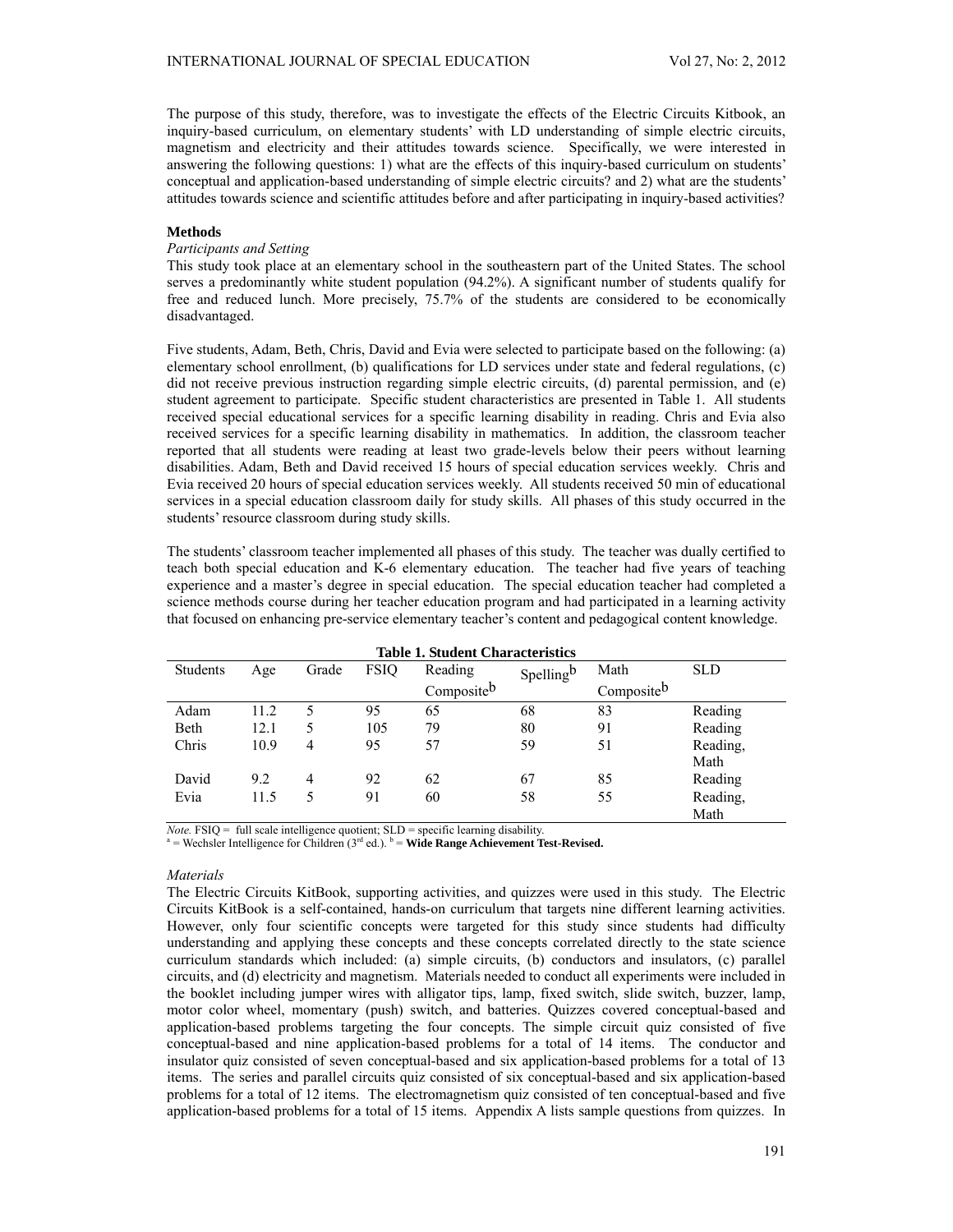The purpose of this study, therefore, was to investigate the effects of the Electric Circuits Kitbook, an inquiry-based curriculum, on elementary students' with LD understanding of simple electric circuits, magnetism and electricity and their attitudes towards science. Specifically, we were interested in answering the following questions: 1) what are the effects of this inquiry-based curriculum on students' conceptual and application-based understanding of simple electric circuits? and 2) what are the students' attitudes towards science and scientific attitudes before and after participating in inquiry-based activities?

## Methods

### *Participants and Setting*

This study took place at an elementary school in the southeastern part of the United States. The school serves a predominantly white student population (94.2%). A significant number of students qualify for free and reduced lunch. More precisely, 75.7% of the students are considered to be economically disadvantaged.

Five students, Adam, Beth, Chris, David and Evia were selected to participate based on the following: (a) elementary school enrollment, (b) qualifications for LD services under state and federal regulations, (c) did not receive previous instruction regarding simple electric circuits, (d) parental permission, and (e) student agreement to participate. Specific student characteristics are presented in Table 1. All students received special educational services for a specific learning disability in reading. Chris and Evia also received services for a specific learning disability in mathematics. In addition, the classroom teacher reported that all students were reading at least two grade-levels below their peers without learning disabilities. Adam, Beth and David received 15 hours of special education services weekly. Chris and Evia received 20 hours of special education services weekly. All students received 50 min of educational services in a special education classroom daily for study skills. All phases of this study occurred in the students' resource classroom during study skills.

The students' classroom teacher implemented all phases of this study. The teacher was dually certified to teach both special education and K-6 elementary education. The teacher had five years of teaching experience and a master's degree in special education. The special education teacher had completed a science methods course during her teacher education program and had participated in a learning activity that focused on enhancing pre-service elementary teacher's content and pedagogical content knowledge.

**Table 1. Student Characteristics**

| Students | Age | Grade | FSIQ | Reading Composite[b] | Spelling[b] | Math Composite[b] | SLD |
|---|---|---|---|---|---|---|---|
| Adam | 11.2 | 5 | 95 | 65 | 68 | 83 | Reading |
| Beth | 12.1 | 5 | 105 | 79 | 80 | 91 | Reading |
| Chris | 10.9 | 4 | 95 | 57 | 59 | 51 | Reading, Math |
| David | 9.2 | 4 | 92 | 62 | 67 | 85 | Reading |
| Evia | 11.5 | 5 | 91 | 60 | 58 | 55 | Reading, Math |

*Note.* FSIQ = full scale intelligence quotient; SLD = specific learning disability.
[a] = Wechsler Intelligence for Children (3[rd] ed.). [b] = **Wide Range Achievement Test-Revised.**

### *Materials*

The Electric Circuits KitBook, supporting activities, and quizzes were used in this study. The Electric Circuits KitBook is a self-contained, hands-on curriculum that targets nine different learning activities. However, only four scientific concepts were targeted for this study since students had difficulty understanding and applying these concepts and these concepts correlated directly to the state science curriculum standards which included: (a) simple circuits, (b) conductors and insulators, (c) parallel circuits, and (d) electricity and magnetism. Materials needed to conduct all experiments were included in the booklet including jumper wires with alligator tips, lamp, fixed switch, slide switch, buzzer, lamp, motor color wheel, momentary (push) switch, and batteries. Quizzes covered conceptual-based and application-based problems targeting the four concepts. The simple circuit quiz consisted of five conceptual-based and nine application-based problems for a total of 14 items. The conductor and insulator quiz consisted of seven conceptual-based and six application-based problems for a total of 13 items. The series and parallel circuits quiz consisted of six conceptual-based and six application-based problems for a total of 12 items. The electromagnetism quiz consisted of ten conceptual-based and five application-based problems for a total of 15 items. Appendix A lists sample questions from quizzes. In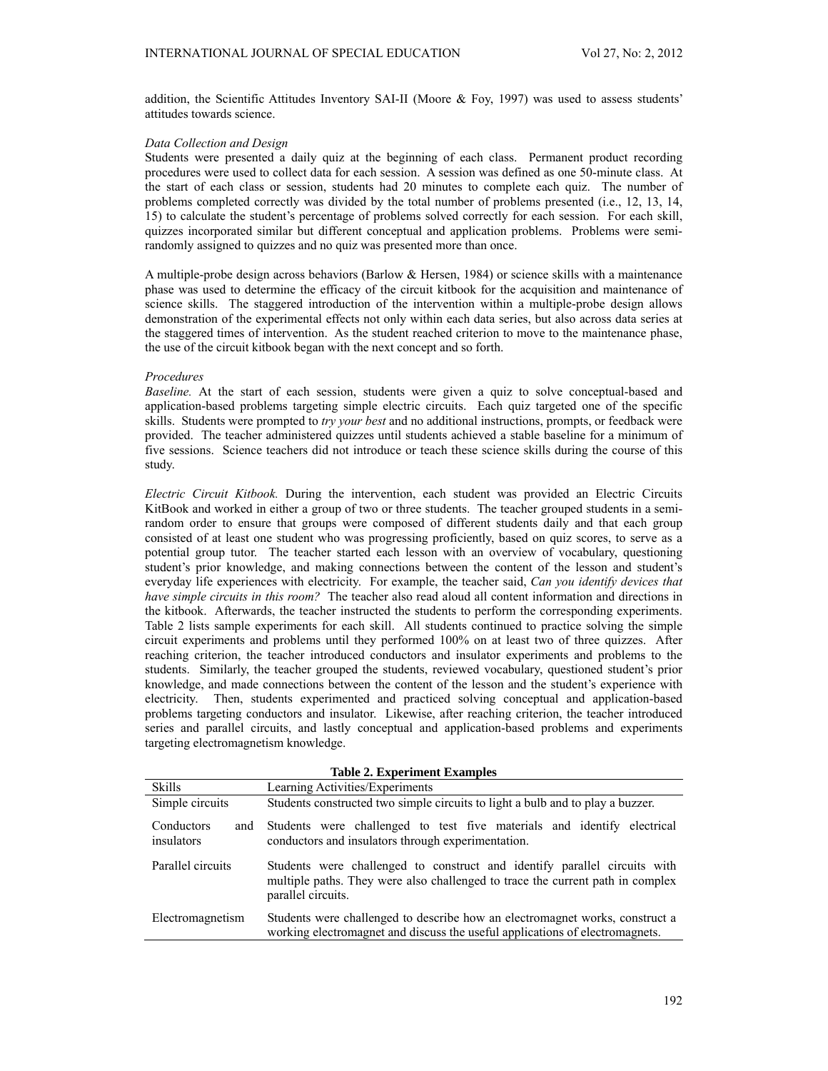addition, the Scientific Attitudes Inventory SAI-II (Moore & Foy, 1997) was used to assess students' attitudes towards science.

*Data Collection and Design*

Students were presented a daily quiz at the beginning of each class. Permanent product recording procedures were used to collect data for each session. A session was defined as one 50-minute class. At the start of each class or session, students had 20 minutes to complete each quiz. The number of problems completed correctly was divided by the total number of problems presented (i.e., 12, 13, 14, 15) to calculate the student's percentage of problems solved correctly for each session. For each skill, quizzes incorporated similar but different conceptual and application problems. Problems were semi-randomly assigned to quizzes and no quiz was presented more than once.

A multiple-probe design across behaviors (Barlow & Hersen, 1984) or science skills with a maintenance phase was used to determine the efficacy of the circuit kitbook for the acquisition and maintenance of science skills. The staggered introduction of the intervention within a multiple-probe design allows demonstration of the experimental effects not only within each data series, but also across data series at the staggered times of intervention. As the student reached criterion to move to the maintenance phase, the use of the circuit kitbook began with the next concept and so forth.

*Procedures*

*Baseline.* At the start of each session, students were given a quiz to solve conceptual-based and application-based problems targeting simple electric circuits. Each quiz targeted one of the specific skills. Students were prompted to *try your best* and no additional instructions, prompts, or feedback were provided. The teacher administered quizzes until students achieved a stable baseline for a minimum of five sessions. Science teachers did not introduce or teach these science skills during the course of this study.

*Electric Circuit Kitbook.* During the intervention, each student was provided an Electric Circuits KitBook and worked in either a group of two or three students. The teacher grouped students in a semi-random order to ensure that groups were composed of different students daily and that each group consisted of at least one student who was progressing proficiently, based on quiz scores, to serve as a potential group tutor. The teacher started each lesson with an overview of vocabulary, questioning student's prior knowledge, and making connections between the content of the lesson and student's everyday life experiences with electricity. For example, the teacher said, *Can you identify devices that have simple circuits in this room?* The teacher also read aloud all content information and directions in the kitbook. Afterwards, the teacher instructed the students to perform the corresponding experiments. Table 2 lists sample experiments for each skill. All students continued to practice solving the simple circuit experiments and problems until they performed 100% on at least two of three quizzes. After reaching criterion, the teacher introduced conductors and insulator experiments and problems to the students. Similarly, the teacher grouped the students, reviewed vocabulary, questioned student's prior knowledge, and made connections between the content of the lesson and the student's experience with electricity. Then, students experimented and practiced solving conceptual and application-based problems targeting conductors and insulator. Likewise, after reaching criterion, the teacher introduced series and parallel circuits, and lastly conceptual and application-based problems and experiments targeting electromagnetism knowledge.

**Table 2. Experiment Examples**

| Skills | Learning Activities/Experiments |
|---|---|
| Simple circuits | Students constructed two simple circuits to light a bulb and to play a buzzer. |
| Conductors and insulators | Students were challenged to test five materials and identify electrical conductors and insulators through experimentation. |
| Parallel circuits | Students were challenged to construct and identify parallel circuits with multiple paths. They were also challenged to trace the current path in complex parallel circuits. |
| Electromagnetism | Students were challenged to describe how an electromagnet works, construct a working electromagnet and discuss the useful applications of electromagnets. |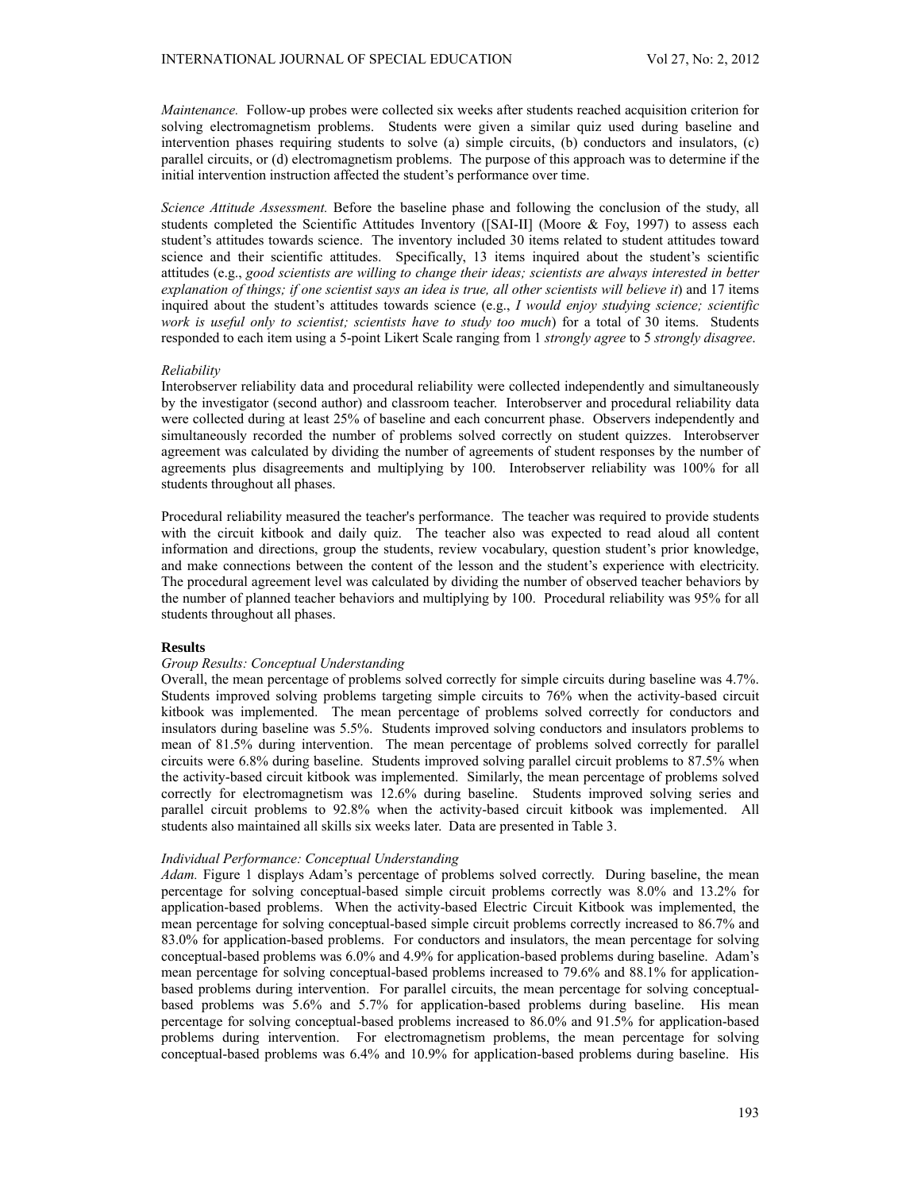*Maintenance.* Follow-up probes were collected six weeks after students reached acquisition criterion for solving electromagnetism problems. Students were given a similar quiz used during baseline and intervention phases requiring students to solve (a) simple circuits, (b) conductors and insulators, (c) parallel circuits, or (d) electromagnetism problems. The purpose of this approach was to determine if the initial intervention instruction affected the student's performance over time.

*Science Attitude Assessment.* Before the baseline phase and following the conclusion of the study, all students completed the Scientific Attitudes Inventory ([SAI-II] (Moore & Foy, 1997) to assess each student's attitudes towards science. The inventory included 30 items related to student attitudes toward science and their scientific attitudes. Specifically, 13 items inquired about the student's scientific attitudes (e.g., *good scientists are willing to change their ideas; scientists are always interested in better explanation of things; if one scientist says an idea is true, all other scientists will believe it*) and 17 items inquired about the student's attitudes towards science (e.g., *I would enjoy studying science; scientific work is useful only to scientist; scientists have to study too much*) for a total of 30 items. Students responded to each item using a 5-point Likert Scale ranging from 1 *strongly agree* to 5 *strongly disagree*.

*Reliability*

Interobserver reliability data and procedural reliability were collected independently and simultaneously by the investigator (second author) and classroom teacher. Interobserver and procedural reliability data were collected during at least 25% of baseline and each concurrent phase. Observers independently and simultaneously recorded the number of problems solved correctly on student quizzes. Interobserver agreement was calculated by dividing the number of agreements of student responses by the number of agreements plus disagreements and multiplying by 100. Interobserver reliability was 100% for all students throughout all phases.

Procedural reliability measured the teacher's performance. The teacher was required to provide students with the circuit kitbook and daily quiz. The teacher also was expected to read aloud all content information and directions, group the students, review vocabulary, question student's prior knowledge, and make connections between the content of the lesson and the student's experience with electricity. The procedural agreement level was calculated by dividing the number of observed teacher behaviors by the number of planned teacher behaviors and multiplying by 100. Procedural reliability was 95% for all students throughout all phases.

**Results**

*Group Results: Conceptual Understanding*

Overall, the mean percentage of problems solved correctly for simple circuits during baseline was 4.7%. Students improved solving problems targeting simple circuits to 76% when the activity-based circuit kitbook was implemented. The mean percentage of problems solved correctly for conductors and insulators during baseline was 5.5%. Students improved solving conductors and insulators problems to mean of 81.5% during intervention. The mean percentage of problems solved correctly for parallel circuits were 6.8% during baseline. Students improved solving parallel circuit problems to 87.5% when the activity-based circuit kitbook was implemented. Similarly, the mean percentage of problems solved correctly for electromagnetism was 12.6% during baseline. Students improved solving series and parallel circuit problems to 92.8% when the activity-based circuit kitbook was implemented. All students also maintained all skills six weeks later. Data are presented in Table 3.

*Individual Performance: Conceptual Understanding*

*Adam.* Figure 1 displays Adam's percentage of problems solved correctly. During baseline, the mean percentage for solving conceptual-based simple circuit problems correctly was 8.0% and 13.2% for application-based problems. When the activity-based Electric Circuit Kitbook was implemented, the mean percentage for solving conceptual-based simple circuit problems correctly increased to 86.7% and 83.0% for application-based problems. For conductors and insulators, the mean percentage for solving conceptual-based problems was 6.0% and 4.9% for application-based problems during baseline. Adam's mean percentage for solving conceptual-based problems increased to 79.6% and 88.1% for application-based problems during intervention. For parallel circuits, the mean percentage for solving conceptual-based problems was 5.6% and 5.7% for application-based problems during baseline. His mean percentage for solving conceptual-based problems increased to 86.0% and 91.5% for application-based problems during intervention. For electromagnetism problems, the mean percentage for solving conceptual-based problems was 6.4% and 10.9% for application-based problems during baseline. His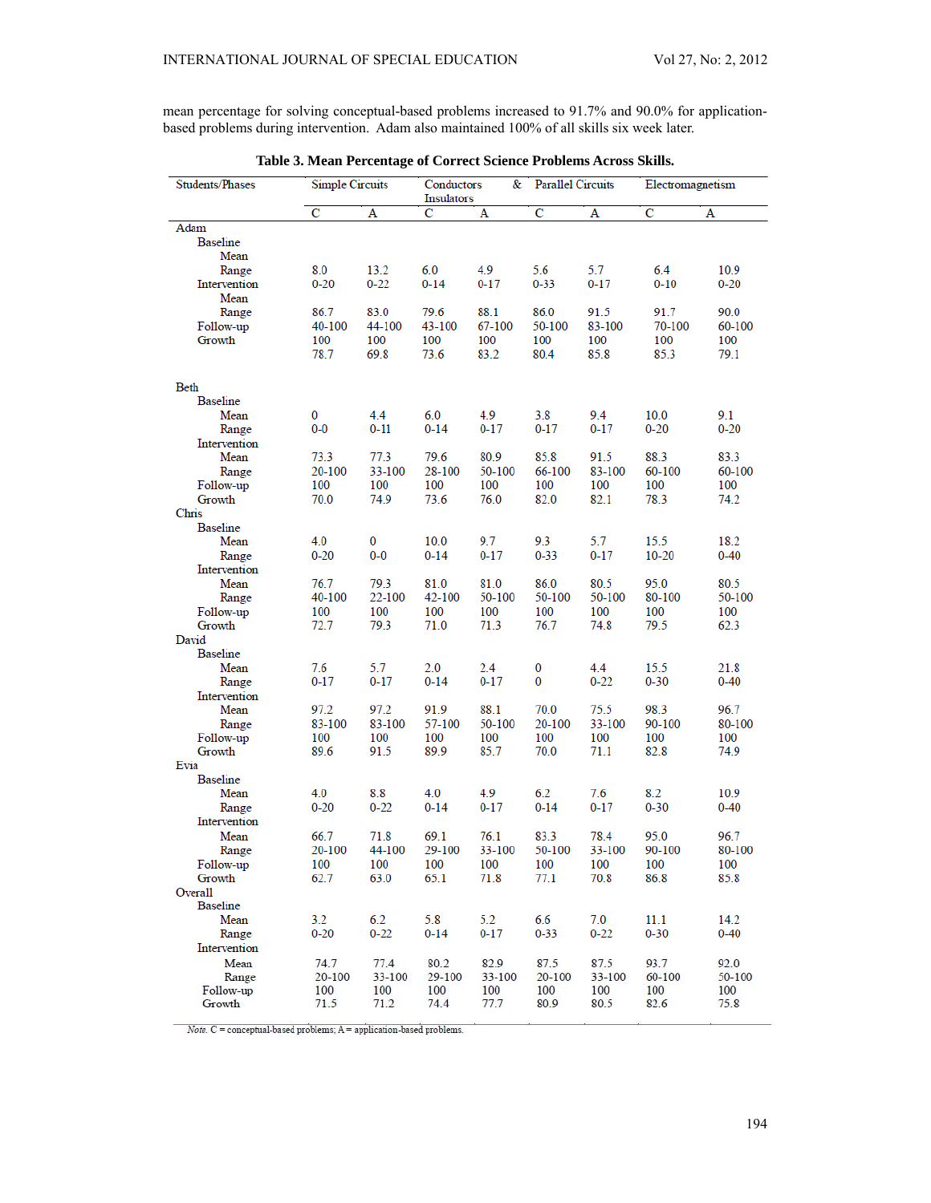mean percentage for solving conceptual-based problems increased to 91.7% and 90.0% for application-based problems during intervention. Adam also maintained 100% of all skills six week later.

**Table 3. Mean Percentage of Correct Science Problems Across Skills.**

| Students/Phases | Simple Circuits | | Conductors & Insulators | | Parallel Circuits | | Electromagnetism | |
|---|---|---|---|---|---|---|---|---|
| | C | A | C | A | C | A | C | A |
| **Adam** | | | | | | | | |
| Baseline | | | | | | | | |
| Mean | 8.0 | 13.2 | 6.0 | 4.9 | 5.6 | 5.7 | 6.4 | 10.9 |
| Range | 0-20 | 0-22 | 0-14 | 0-17 | 0-33 | 0-17 | 0-10 | 0-20 |
| Intervention | | | | | | | | |
| Mean | 86.7 | 83.0 | 79.6 | 88.1 | 86.0 | 91.5 | 91.7 | 90.0 |
| Range | 40-100 | 44-100 | 43-100 | 67-100 | 50-100 | 83-100 | 70-100 | 60-100 |
| Follow-up | 100 | 100 | 100 | 100 | 100 | 100 | 100 | 100 |
| Growth | 78.7 | 69.8 | 73.6 | 83.2 | 80.4 | 85.8 | 85.3 | 79.1 |
| **Beth** | | | | | | | | |
| Baseline | | | | | | | | |
| Mean | 0 | 4.4 | 6.0 | 4.9 | 3.8 | 9.4 | 10.0 | 9.1 |
| Range | 0-0 | 0-11 | 0-14 | 0-17 | 0-17 | 0-17 | 0-20 | 0-20 |
| Intervention | | | | | | | | |
| Mean | 73.3 | 77.3 | 79.6 | 80.9 | 85.8 | 91.5 | 88.3 | 83.3 |
| Range | 20-100 | 33-100 | 28-100 | 50-100 | 66-100 | 83-100 | 60-100 | 60-100 |
| Follow-up | 100 | 100 | 100 | 100 | 100 | 100 | 100 | 100 |
| Growth | 70.0 | 74.9 | 73.6 | 76.0 | 82.0 | 82.1 | 78.3 | 74.2 |
| **Chris** | | | | | | | | |
| Baseline | | | | | | | | |
| Mean | 4.0 | 0 | 10.0 | 9.7 | 9.3 | 5.7 | 15.5 | 18.2 |
| Range | 0-20 | 0-0 | 0-14 | 0-17 | 0-33 | 0-17 | 10-20 | 0-40 |
| Intervention | | | | | | | | |
| Mean | 76.7 | 79.3 | 81.0 | 81.0 | 86.0 | 80.5 | 95.0 | 80.5 |
| Range | 40-100 | 22-100 | 42-100 | 50-100 | 50-100 | 50-100 | 80-100 | 50-100 |
| Follow-up | 100 | 100 | 100 | 100 | 100 | 100 | 100 | 100 |
| Growth | 72.7 | 79.3 | 71.0 | 71.3 | 76.7 | 74.8 | 79.5 | 62.3 |
| **David** | | | | | | | | |
| Baseline | | | | | | | | |
| Mean | 7.6 | 5.7 | 2.0 | 2.4 | 0 | 4.4 | 15.5 | 21.8 |
| Range | 0-17 | 0-17 | 0-14 | 0-17 | 0 | 0-22 | 0-30 | 0-40 |
| Intervention | | | | | | | | |
| Mean | 97.2 | 97.2 | 91.9 | 88.1 | 70.0 | 75.5 | 98.3 | 96.7 |
| Range | 83-100 | 83-100 | 57-100 | 50-100 | 20-100 | 33-100 | 90-100 | 80-100 |
| Follow-up | 100 | 100 | 100 | 100 | 100 | 100 | 100 | 100 |
| Growth | 89.6 | 91.5 | 89.9 | 85.7 | 70.0 | 71.1 | 82.8 | 74.9 |
| **Evia** | | | | | | | | |
| Baseline | | | | | | | | |
| Mean | 4.0 | 8.8 | 4.0 | 4.9 | 6.2 | 7.6 | 8.2 | 10.9 |
| Range | 0-20 | 0-22 | 0-14 | 0-17 | 0-14 | 0-17 | 0-30 | 0-40 |
| Intervention | | | | | | | | |
| Mean | 66.7 | 71.8 | 69.1 | 76.1 | 83.3 | 78.4 | 95.0 | 96.7 |
| Range | 20-100 | 44-100 | 29-100 | 33-100 | 50-100 | 33-100 | 90-100 | 80-100 |
| Follow-up | 100 | 100 | 100 | 100 | 100 | 100 | 100 | 100 |
| Growth | 62.7 | 63.0 | 65.1 | 71.8 | 77.1 | 70.8 | 86.8 | 85.8 |
| **Overall** | | | | | | | | |
| Baseline | | | | | | | | |
| Mean | 3.2 | 6.2 | 5.8 | 5.2 | 6.6 | 7.0 | 11.1 | 14.2 |
| Range | 0-20 | 0-22 | 0-14 | 0-17 | 0-33 | 0-22 | 0-30 | 0-40 |
| Intervention | | | | | | | | |
| Mean | 74.7 | 77.4 | 80.2 | 82.9 | 87.5 | 87.5 | 93.7 | 92.0 |
| Range | 20-100 | 33-100 | 29-100 | 33-100 | 20-100 | 33-100 | 60-100 | 50-100 |
| Follow-up | 100 | 100 | 100 | 100 | 100 | 100 | 100 | 100 |
| Growth | 71.5 | 71.2 | 74.4 | 77.7 | 80.9 | 80.5 | 82.6 | 75.8 |

*Note.* C = conceptual-based problems; A = application-based problems.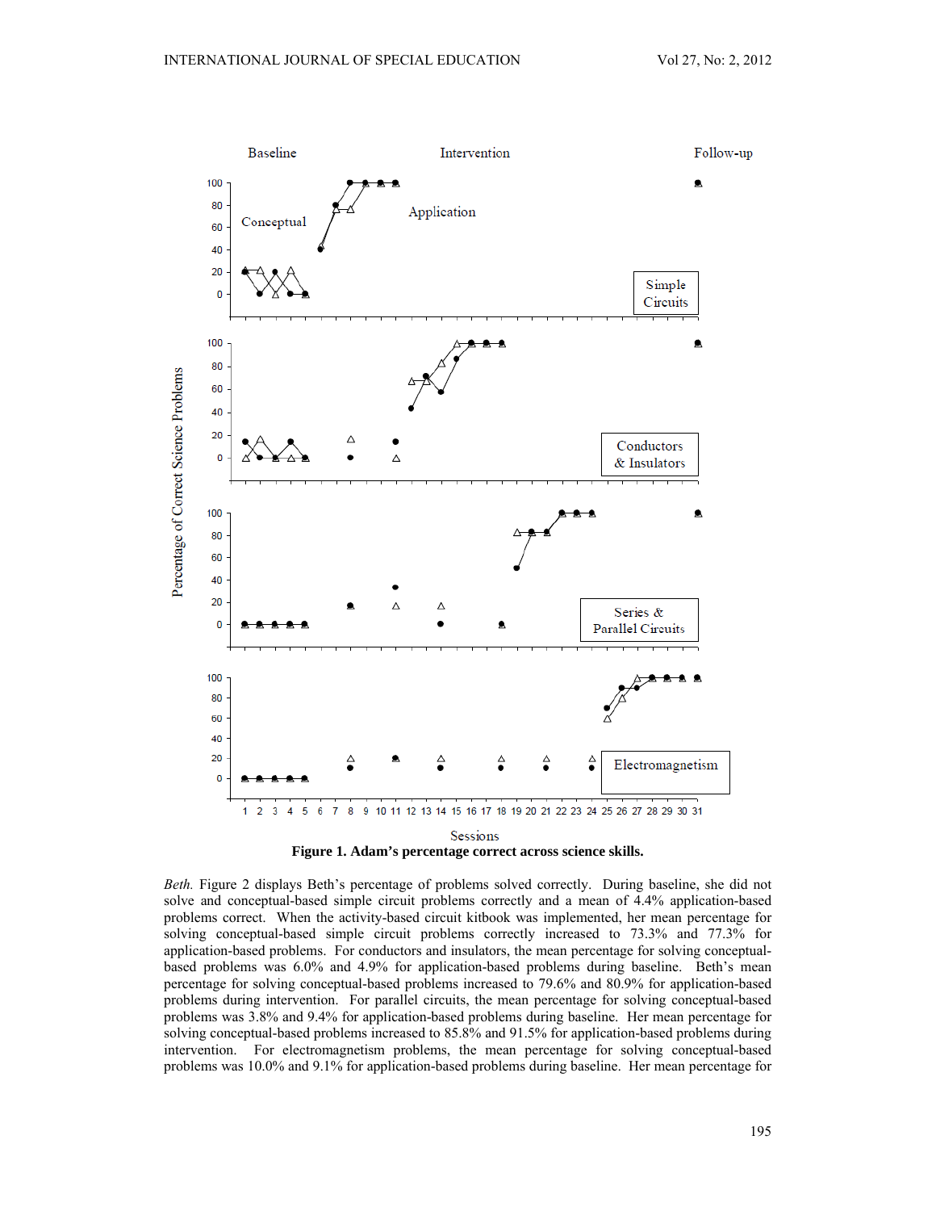Figure 1. Adam's percentage correct across science skills.

*Beth.* Figure 2 displays Beth's percentage of problems solved correctly. During baseline, she did not solve and conceptual-based simple circuit problems correctly and a mean of 4.4% application-based problems correct. When the activity-based circuit kitbook was implemented, her mean percentage for solving conceptual-based simple circuit problems correctly increased to 73.3% and 77.3% for application-based problems. For conductors and insulators, the mean percentage for solving conceptual-based problems was 6.0% and 4.9% for application-based problems during baseline. Beth's mean percentage for solving conceptual-based problems increased to 79.6% and 80.9% for application-based problems during intervention. For parallel circuits, the mean percentage for solving conceptual-based problems was 3.8% and 9.4% for application-based problems during baseline. Her mean percentage for solving conceptual-based problems increased to 85.8% and 91.5% for application-based problems during intervention. For electromagnetism problems, the mean percentage for solving conceptual-based problems was 10.0% and 9.1% for application-based problems during baseline. Her mean percentage for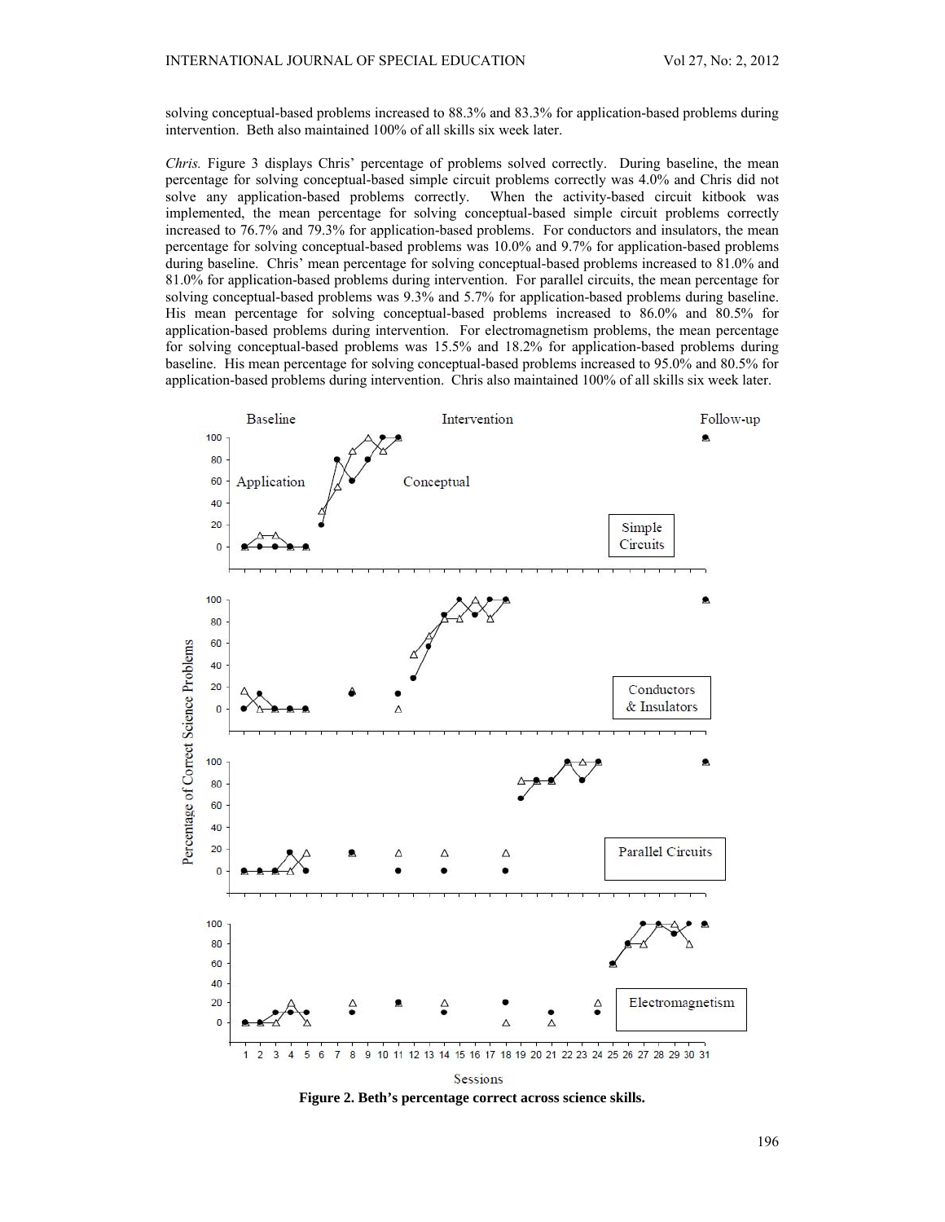solving conceptual-based problems increased to 88.3% and 83.3% for application-based problems during intervention. Beth also maintained 100% of all skills six week later.

*Chris.* Figure 3 displays Chris' percentage of problems solved correctly. During baseline, the mean percentage for solving conceptual-based simple circuit problems correctly was 4.0% and Chris did not solve any application-based problems correctly. When the activity-based circuit kitbook was implemented, the mean percentage for solving conceptual-based simple circuit problems correctly increased to 76.7% and 79.3% for application-based problems. For conductors and insulators, the mean percentage for solving conceptual-based problems was 10.0% and 9.7% for application-based problems during baseline. Chris' mean percentage for solving conceptual-based problems increased to 81.0% and 81.0% for application-based problems during intervention. For parallel circuits, the mean percentage for solving conceptual-based problems was 9.3% and 5.7% for application-based problems during baseline. His mean percentage for solving conceptual-based problems increased to 86.0% and 80.5% for application-based problems during intervention. For electromagnetism problems, the mean percentage for solving conceptual-based problems was 15.5% and 18.2% for application-based problems during baseline. His mean percentage for solving conceptual-based problems increased to 95.0% and 80.5% for application-based problems during intervention. Chris also maintained 100% of all skills six week later.

**Figure 2. Beth's percentage correct across science skills.**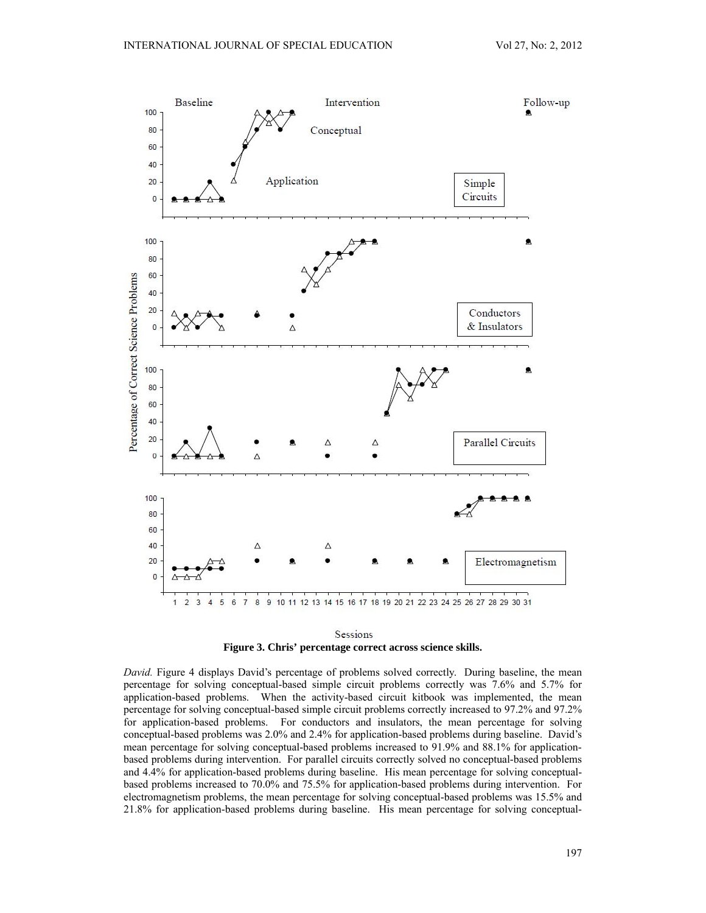**Figure 3. Chris' percentage correct across science skills.**

*David.* Figure 4 displays David's percentage of problems solved correctly. During baseline, the mean percentage for solving conceptual-based simple circuit problems correctly was 7.6% and 5.7% for application-based problems. When the activity-based circuit kitbook was implemented, the mean percentage for solving conceptual-based simple circuit problems correctly increased to 97.2% and 97.2% for application-based problems. For conductors and insulators, the mean percentage for solving conceptual-based problems was 2.0% and 2.4% for application-based problems during baseline. David's mean percentage for solving conceptual-based problems increased to 91.9% and 88.1% for application-based problems during intervention. For parallel circuits correctly solved no conceptual-based problems and 4.4% for application-based problems during baseline. His mean percentage for solving conceptual-based problems increased to 70.0% and 75.5% for application-based problems during intervention. For electromagnetism problems, the mean percentage for solving conceptual-based problems was 15.5% and 21.8% for application-based problems during baseline. His mean percentage for solving conceptual-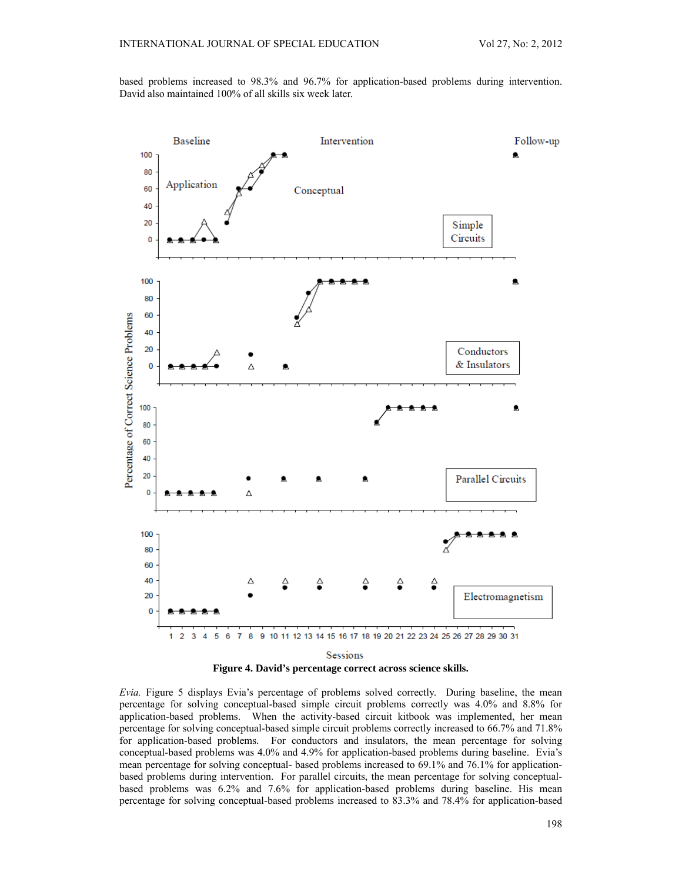based problems increased to 98.3% and 96.7% for application-based problems during intervention. David also maintained 100% of all skills six week later.

**Figure 4. David's percentage correct across science skills.**

*Evia.* Figure 5 displays Evia's percentage of problems solved correctly. During baseline, the mean percentage for solving conceptual-based simple circuit problems correctly was 4.0% and 8.8% for application-based problems. When the activity-based circuit kitbook was implemented, her mean percentage for solving conceptual-based simple circuit problems correctly increased to 66.7% and 71.8% for application-based problems. For conductors and insulators, the mean percentage for solving conceptual-based problems was 4.0% and 4.9% for application-based problems during baseline. Evia's mean percentage for solving conceptual- based problems increased to 69.1% and 76.1% for application-based problems during intervention. For parallel circuits, the mean percentage for solving conceptual-based problems was 6.2% and 7.6% for application-based problems during baseline. His mean percentage for solving conceptual-based problems increased to 83.3% and 78.4% for application-based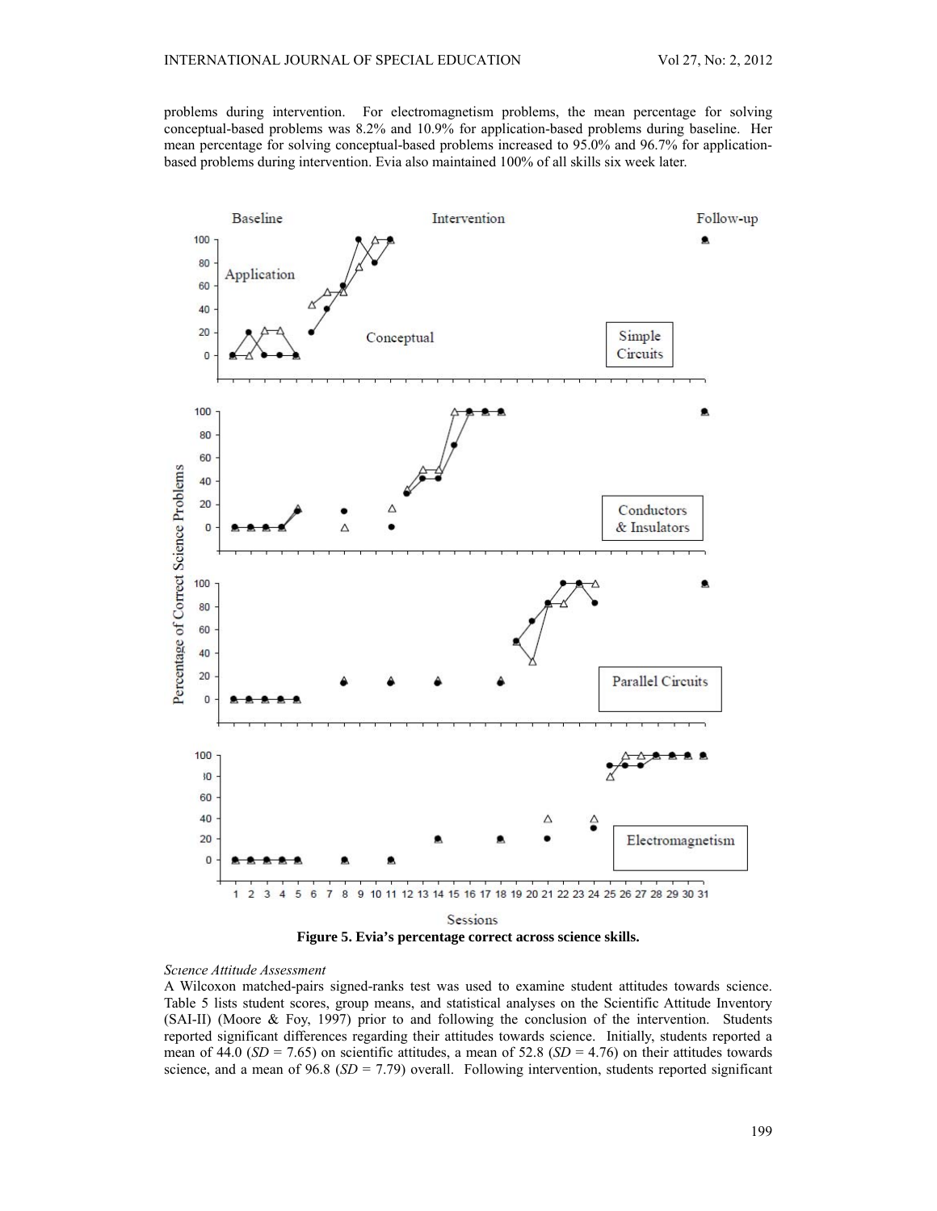problems during intervention. For electromagnetism problems, the mean percentage for solving conceptual-based problems was 8.2% and 10.9% for application-based problems during baseline. Her mean percentage for solving conceptual-based problems increased to 95.0% and 96.7% for application-based problems during intervention. Evia also maintained 100% of all skills six week later.

**Figure 5. Evia's percentage correct across science skills.**

*Science Attitude Assessment*

A Wilcoxon matched-pairs signed-ranks test was used to examine student attitudes towards science. Table 5 lists student scores, group means, and statistical analyses on the Scientific Attitude Inventory (SAI-II) (Moore & Foy, 1997) prior to and following the conclusion of the intervention. Students reported significant differences regarding their attitudes towards science. Initially, students reported a mean of 44.0 ($SD$ = 7.65) on scientific attitudes, a mean of 52.8 ($SD$ = 4.76) on their attitudes towards science, and a mean of 96.8 ($SD$ = 7.79) overall. Following intervention, students reported significant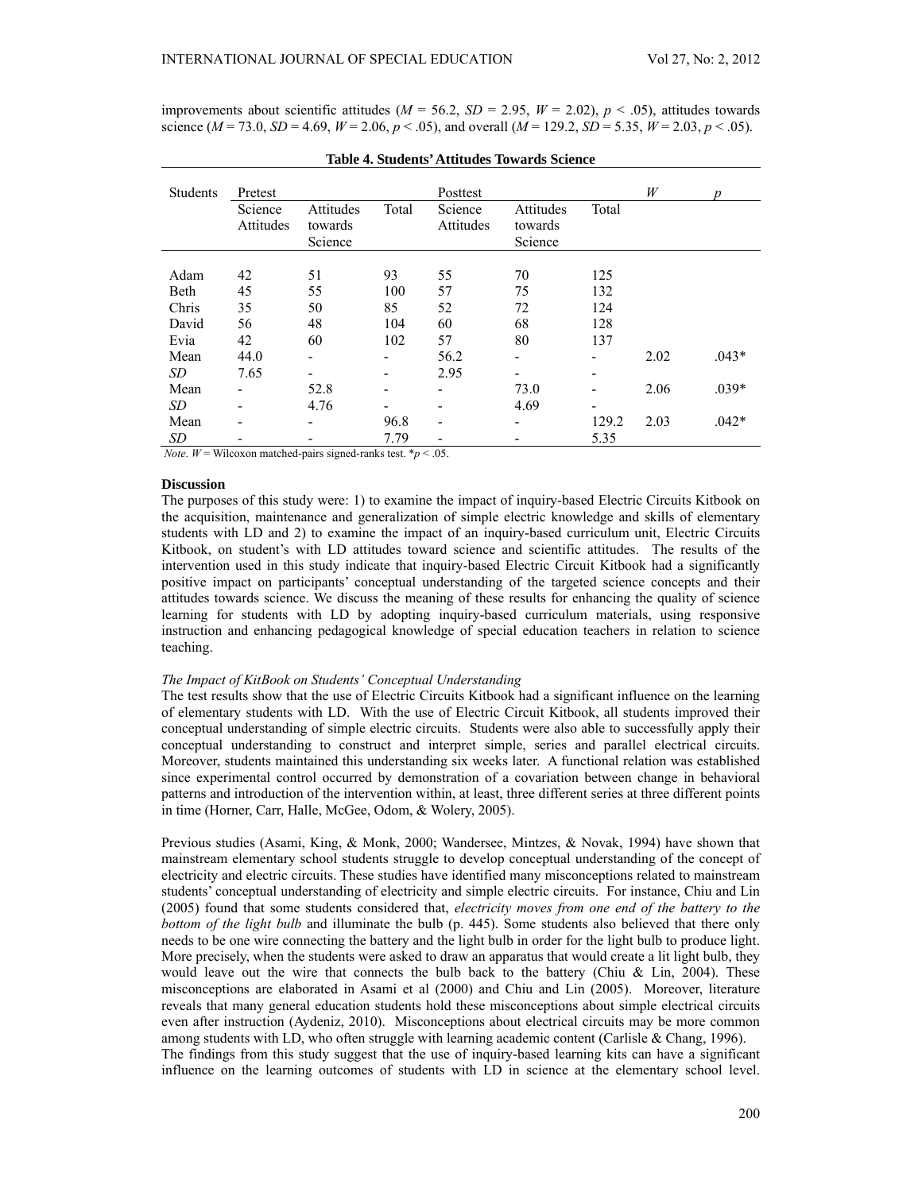improvements about scientific attitudes ($M$ = 56.2, $SD$ = 2.95, $W$ = 2.02), $p < .05$), attitudes towards science ($M$ = 73.0, $SD$ = 4.69, $W$ = 2.06, $p < .05$), and overall ($M$ = 129.2, $SD$ = 5.35, $W$ = 2.03, $p < .05$).

**Table 4. Students' Attitudes Towards Science**

| Students | Pretest | | | Posttest | | | $W$ | $p$ |
|---|---|---|---|---|---|---|---|---|
| | Science Attitudes | Attitudes towards Science | Total | Science Attitudes | Attitudes towards Science | Total | | |
| Adam | 42 | 51 | 93 | 55 | 70 | 125 | | |
| Beth | 45 | 55 | 100 | 57 | 75 | 132 | | |
| Chris | 35 | 50 | 85 | 52 | 72 | 124 | | |
| David | 56 | 48 | 104 | 60 | 68 | 128 | | |
| Evia | 42 | 60 | 102 | 57 | 80 | 137 | | |
| Mean | 44.0 | - | - | 56.2 | - | - | 2.02 | .043* |
| *SD* | 7.65 | - | - | 2.95 | - | - | | |
| Mean | - | 52.8 | - | - | 73.0 | - | 2.06 | .039* |
| *SD* | - | 4.76 | - | - | 4.69 | - | | |
| Mean | - | - | 96.8 | - | - | 129.2 | 2.03 | .042* |
| *SD* | - | - | 7.79 | - | - | 5.35 | | |

*Note*. $W$ = Wilcoxon matched-pairs signed-ranks test. *$p < .05$.

**Discussion**

The purposes of this study were: 1) to examine the impact of inquiry-based Electric Circuits Kitbook on the acquisition, maintenance and generalization of simple electric knowledge and skills of elementary students with LD and 2) to examine the impact of an inquiry-based curriculum unit, Electric Circuits Kitbook, on student's with LD attitudes toward science and scientific attitudes. The results of the intervention used in this study indicate that inquiry-based Electric Circuit Kitbook had a significantly positive impact on participants' conceptual understanding of the targeted science concepts and their attitudes towards science. We discuss the meaning of these results for enhancing the quality of science learning for students with LD by adopting inquiry-based curriculum materials, using responsive instruction and enhancing pedagogical knowledge of special education teachers in relation to science teaching.

*The Impact of KitBook on Students' Conceptual Understanding*

The test results show that the use of Electric Circuits Kitbook had a significant influence on the learning of elementary students with LD. With the use of Electric Circuit Kitbook, all students improved their conceptual understanding of simple electric circuits. Students were also able to successfully apply their conceptual understanding to construct and interpret simple, series and parallel electrical circuits. Moreover, students maintained this understanding six weeks later. A functional relation was established since experimental control occurred by demonstration of a covariation between change in behavioral patterns and introduction of the intervention within, at least, three different series at three different points in time (Horner, Carr, Halle, McGee, Odom, & Wolery, 2005).

Previous studies (Asami, King, & Monk, 2000; Wandersee, Mintzes, & Novak, 1994) have shown that mainstream elementary school students struggle to develop conceptual understanding of the concept of electricity and electric circuits. These studies have identified many misconceptions related to mainstream students' conceptual understanding of electricity and simple electric circuits. For instance, Chiu and Lin (2005) found that some students considered that, *electricity moves from one end of the battery to the bottom of the light bulb* and illuminate the bulb (p. 445). Some students also believed that there only needs to be one wire connecting the battery and the light bulb in order for the light bulb to produce light. More precisely, when the students were asked to draw an apparatus that would create a lit light bulb, they would leave out the wire that connects the bulb back to the battery (Chiu & Lin, 2004). These misconceptions are elaborated in Asami et al (2000) and Chiu and Lin (2005). Moreover, literature reveals that many general education students hold these misconceptions about simple electrical circuits even after instruction (Aydeniz, 2010). Misconceptions about electrical circuits may be more common among students with LD, who often struggle with learning academic content (Carlisle & Chang, 1996).

The findings from this study suggest that the use of inquiry-based learning kits can have a significant influence on the learning outcomes of students with LD in science at the elementary school level.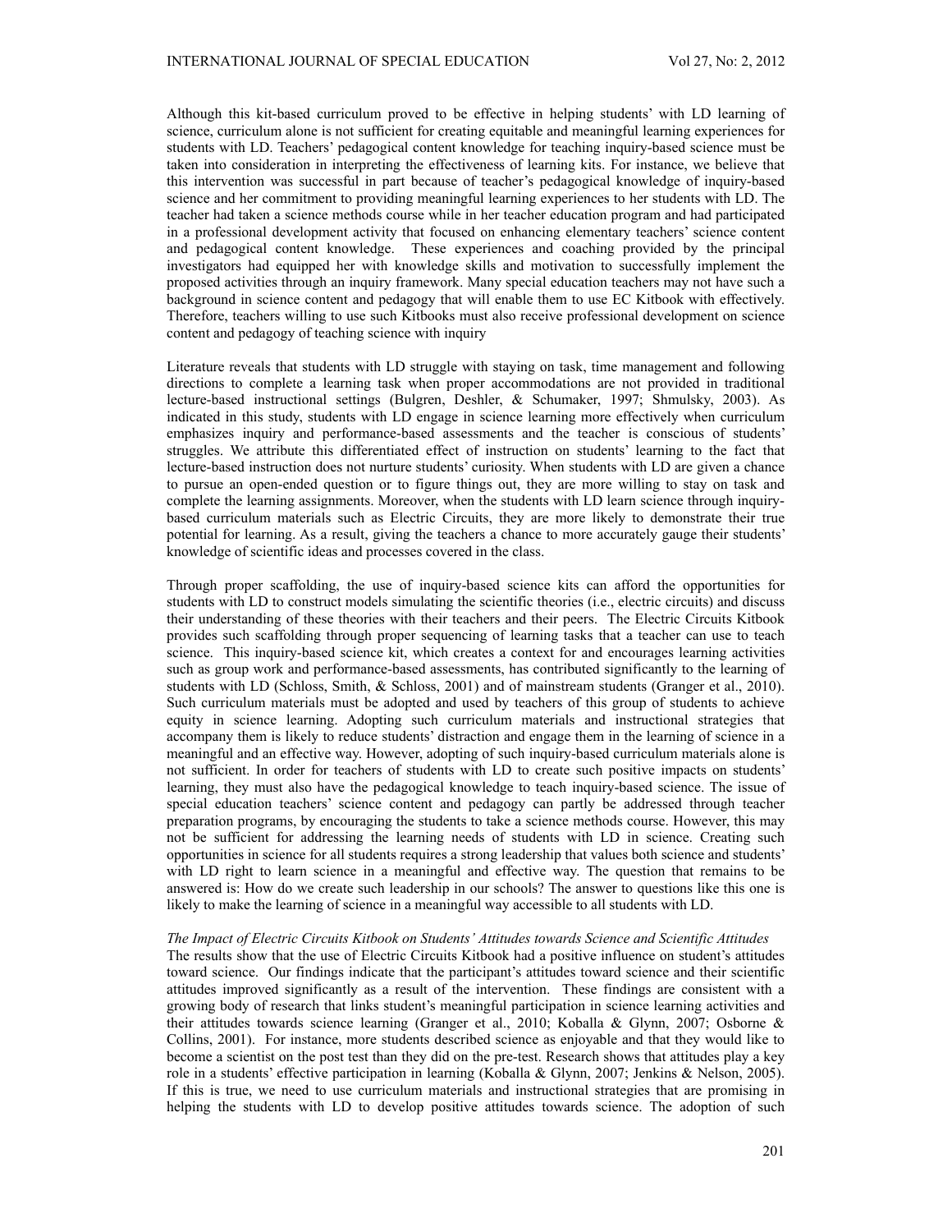Although this kit-based curriculum proved to be effective in helping students' with LD learning of science, curriculum alone is not sufficient for creating equitable and meaningful learning experiences for students with LD. Teachers' pedagogical content knowledge for teaching inquiry-based science must be taken into consideration in interpreting the effectiveness of learning kits. For instance, we believe that this intervention was successful in part because of teacher's pedagogical knowledge of inquiry-based science and her commitment to providing meaningful learning experiences to her students with LD. The teacher had taken a science methods course while in her teacher education program and had participated in a professional development activity that focused on enhancing elementary teachers' science content and pedagogical content knowledge. These experiences and coaching provided by the principal investigators had equipped her with knowledge skills and motivation to successfully implement the proposed activities through an inquiry framework. Many special education teachers may not have such a background in science content and pedagogy that will enable them to use EC Kitbook with effectively. Therefore, teachers willing to use such Kitbooks must also receive professional development on science content and pedagogy of teaching science with inquiry

Literature reveals that students with LD struggle with staying on task, time management and following directions to complete a learning task when proper accommodations are not provided in traditional lecture-based instructional settings (Bulgren, Deshler, & Schumaker, 1997; Shmulsky, 2003). As indicated in this study, students with LD engage in science learning more effectively when curriculum emphasizes inquiry and performance-based assessments and the teacher is conscious of students' struggles. We attribute this differentiated effect of instruction on students' learning to the fact that lecture-based instruction does not nurture students' curiosity. When students with LD are given a chance to pursue an open-ended question or to figure things out, they are more willing to stay on task and complete the learning assignments. Moreover, when the students with LD learn science through inquiry-based curriculum materials such as Electric Circuits, they are more likely to demonstrate their true potential for learning. As a result, giving the teachers a chance to more accurately gauge their students' knowledge of scientific ideas and processes covered in the class.

Through proper scaffolding, the use of inquiry-based science kits can afford the opportunities for students with LD to construct models simulating the scientific theories (i.e., electric circuits) and discuss their understanding of these theories with their teachers and their peers. The Electric Circuits Kitbook provides such scaffolding through proper sequencing of learning tasks that a teacher can use to teach science. This inquiry-based science kit, which creates a context for and encourages learning activities such as group work and performance-based assessments, has contributed significantly to the learning of students with LD (Schloss, Smith, & Schloss, 2001) and of mainstream students (Granger et al., 2010). Such curriculum materials must be adopted and used by teachers of this group of students to achieve equity in science learning. Adopting such curriculum materials and instructional strategies that accompany them is likely to reduce students' distraction and engage them in the learning of science in a meaningful and an effective way. However, adopting of such inquiry-based curriculum materials alone is not sufficient. In order for teachers of students with LD to create such positive impacts on students' learning, they must also have the pedagogical knowledge to teach inquiry-based science. The issue of special education teachers' science content and pedagogy can partly be addressed through teacher preparation programs, by encouraging the students to take a science methods course. However, this may not be sufficient for addressing the learning needs of students with LD in science. Creating such opportunities in science for all students requires a strong leadership that values both science and students' with LD right to learn science in a meaningful and effective way. The question that remains to be answered is: How do we create such leadership in our schools? The answer to questions like this one is likely to make the learning of science in a meaningful way accessible to all students with LD.

*The Impact of Electric Circuits Kitbook on Students' Attitudes towards Science and Scientific Attitudes*

The results show that the use of Electric Circuits Kitbook had a positive influence on student's attitudes toward science. Our findings indicate that the participant's attitudes toward science and their scientific attitudes improved significantly as a result of the intervention. These findings are consistent with a growing body of research that links student's meaningful participation in science learning activities and their attitudes towards science learning (Granger et al., 2010; Koballa & Glynn, 2007; Osborne & Collins, 2001). For instance, more students described science as enjoyable and that they would like to become a scientist on the post test than they did on the pre-test. Research shows that attitudes play a key role in a students' effective participation in learning (Koballa & Glynn, 2007; Jenkins & Nelson, 2005). If this is true, we need to use curriculum materials and instructional strategies that are promising in helping the students with LD to develop positive attitudes towards science. The adoption of such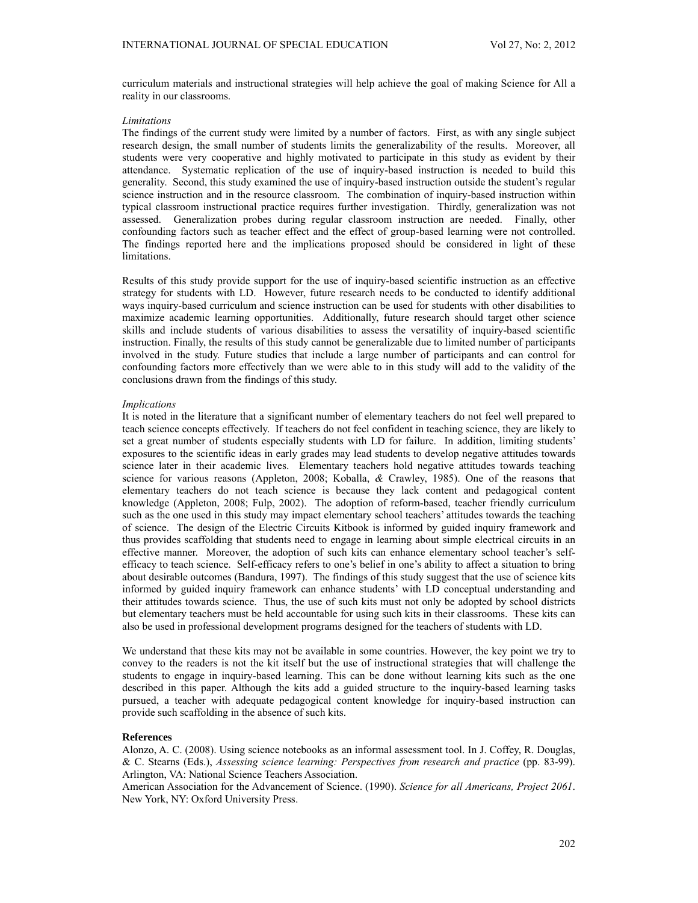curriculum materials and instructional strategies will help achieve the goal of making Science for All a reality in our classrooms.

*Limitations*

The findings of the current study were limited by a number of factors. First, as with any single subject research design, the small number of students limits the generalizability of the results. Moreover, all students were very cooperative and highly motivated to participate in this study as evident by their attendance. Systematic replication of the use of inquiry-based instruction is needed to build this generality. Second, this study examined the use of inquiry-based instruction outside the student's regular science instruction and in the resource classroom. The combination of inquiry-based instruction within typical classroom instructional practice requires further investigation. Thirdly, generalization was not assessed. Generalization probes during regular classroom instruction are needed. Finally, other confounding factors such as teacher effect and the effect of group-based learning were not controlled. The findings reported here and the implications proposed should be considered in light of these limitations.

Results of this study provide support for the use of inquiry-based scientific instruction as an effective strategy for students with LD. However, future research needs to be conducted to identify additional ways inquiry-based curriculum and science instruction can be used for students with other disabilities to maximize academic learning opportunities. Additionally, future research should target other science skills and include students of various disabilities to assess the versatility of inquiry-based scientific instruction. Finally, the results of this study cannot be generalizable due to limited number of participants involved in the study. Future studies that include a large number of participants and can control for confounding factors more effectively than we were able to in this study will add to the validity of the conclusions drawn from the findings of this study.

*Implications*

It is noted in the literature that a significant number of elementary teachers do not feel well prepared to teach science concepts effectively. If teachers do not feel confident in teaching science, they are likely to set a great number of students especially students with LD for failure. In addition, limiting students' exposures to the scientific ideas in early grades may lead students to develop negative attitudes towards science later in their academic lives. Elementary teachers hold negative attitudes towards teaching science for various reasons (Appleton, 2008; Koballa, *&* Crawley, 1985). One of the reasons that elementary teachers do not teach science is because they lack content and pedagogical content knowledge (Appleton, 2008; Fulp, 2002). The adoption of reform-based, teacher friendly curriculum such as the one used in this study may impact elementary school teachers' attitudes towards the teaching of science. The design of the Electric Circuits Kitbook is informed by guided inquiry framework and thus provides scaffolding that students need to engage in learning about simple electrical circuits in an effective manner. Moreover, the adoption of such kits can enhance elementary school teacher's self-efficacy to teach science. Self-efficacy refers to one's belief in one's ability to affect a situation to bring about desirable outcomes (Bandura, 1997). The findings of this study suggest that the use of science kits informed by guided inquiry framework can enhance students' with LD conceptual understanding and their attitudes towards science. Thus, the use of such kits must not only be adopted by school districts but elementary teachers must be held accountable for using such kits in their classrooms. These kits can also be used in professional development programs designed for the teachers of students with LD.

We understand that these kits may not be available in some countries. However, the key point we try to convey to the readers is not the kit itself but the use of instructional strategies that will challenge the students to engage in inquiry-based learning. This can be done without learning kits such as the one described in this paper. Although the kits add a guided structure to the inquiry-based learning tasks pursued, a teacher with adequate pedagogical content knowledge for inquiry-based instruction can provide such scaffolding in the absence of such kits.

**References**

Alonzo, A. C. (2008). Using science notebooks as an informal assessment tool. In J. Coffey, R. Douglas, & C. Stearns (Eds.), *Assessing science learning: Perspectives from research and practice* (pp. 83-99). Arlington, VA: National Science Teachers Association.

American Association for the Advancement of Science. (1990). *Science for all Americans, Project 2061*. New York, NY: Oxford University Press.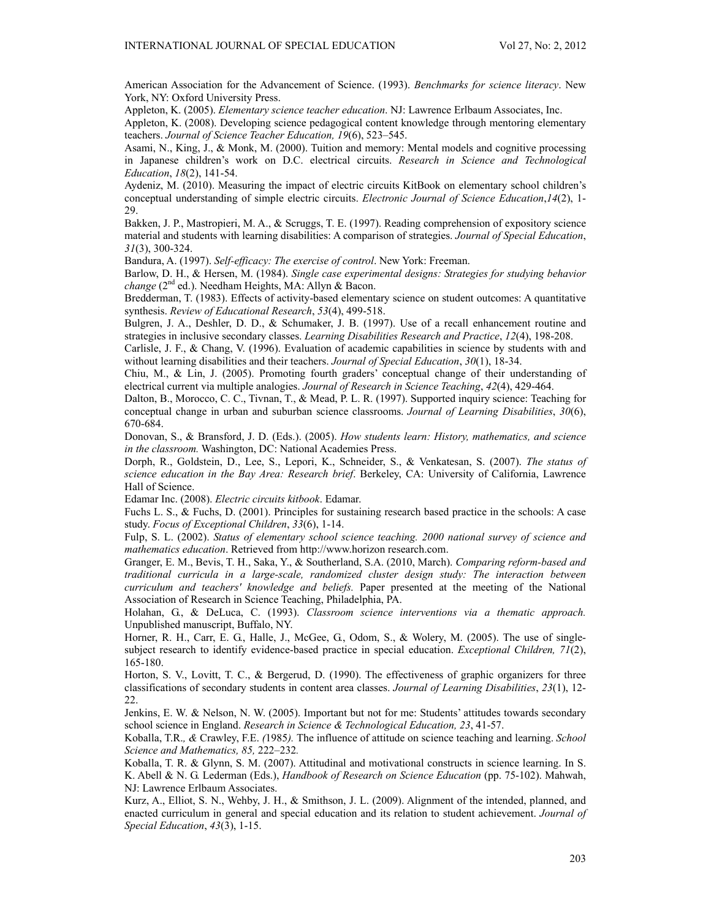American Association for the Advancement of Science. (1993). *Benchmarks for science literacy*. New York, NY: Oxford University Press.

Appleton, K. (2005). *Elementary science teacher education*. NJ: Lawrence Erlbaum Associates, Inc.

Appleton, K. (2008). Developing science pedagogical content knowledge through mentoring elementary teachers. *Journal of Science Teacher Education, 19*(6), 523–545.

Asami, N., King, J., & Monk, M. (2000). Tuition and memory: Mental models and cognitive processing in Japanese children's work on D.C. electrical circuits. *Research in Science and Technological Education*, *18*(2), 141-54.

Aydeniz, M. (2010). Measuring the impact of electric circuits KitBook on elementary school children's conceptual understanding of simple electric circuits. *Electronic Journal of Science Education*,*14*(2), 1-29.

Bakken, J. P., Mastropieri, M. A., & Scruggs, T. E. (1997). Reading comprehension of expository science material and students with learning disabilities: A comparison of strategies. *Journal of Special Education*, *31*(3), 300-324.

Bandura, A. (1997). *Self-efficacy: The exercise of control*. New York: Freeman.

Barlow, D. H., & Hersen, M. (1984). *Single case experimental designs: Strategies for studying behavior change* (2nd ed.). Needham Heights, MA: Allyn & Bacon.

Bredderman, T. (1983). Effects of activity-based elementary science on student outcomes: A quantitative synthesis. *Review of Educational Research*, *53*(4), 499-518.

Bulgren, J. A., Deshler, D. D., & Schumaker, J. B. (1997). Use of a recall enhancement routine and strategies in inclusive secondary classes. *Learning Disabilities Research and Practice*, *12*(4), 198-208.

Carlisle, J. F., & Chang, V. (1996). Evaluation of academic capabilities in science by students with and without learning disabilities and their teachers. *Journal of Special Education*, *30*(1), 18-34.

Chiu, M., & Lin, J. (2005). Promoting fourth graders' conceptual change of their understanding of electrical current via multiple analogies. *Journal of Research in Science Teaching*, *42*(4), 429-464.

Dalton, B., Morocco, C. C., Tivnan, T., & Mead, P. L. R. (1997). Supported inquiry science: Teaching for conceptual change in urban and suburban science classrooms. *Journal of Learning Disabilities*, *30*(6), 670-684.

Donovan, S., & Bransford, J. D. (Eds.). (2005). *How students learn: History, mathematics, and science in the classroom.* Washington, DC: National Academies Press.

Dorph, R., Goldstein, D., Lee, S., Lepori, K., Schneider, S., & Venkatesan, S. (2007). *The status of science education in the Bay Area: Research brief*. Berkeley, CA: University of California, Lawrence Hall of Science.

Edamar Inc. (2008). *Electric circuits kitbook*. Edamar.

Fuchs L. S., & Fuchs, D. (2001). Principles for sustaining research based practice in the schools: A case study. *Focus of Exceptional Children*, *33*(6), 1-14.

Fulp, S. L. (2002). *Status of elementary school science teaching. 2000 national survey of science and mathematics education*. Retrieved from http://www.horizon research.com.

Granger, E. M., Bevis, T. H., Saka, Y., & Southerland, S.A. (2010, March). *Comparing reform-based and traditional curricula in a large-scale, randomized cluster design study: The interaction between curriculum and teachers' knowledge and beliefs.* Paper presented at the meeting of the National Association of Research in Science Teaching, Philadelphia, PA.

Holahan, G., & DeLuca, C. (1993). *Classroom science interventions via a thematic approach.* Unpublished manuscript, Buffalo, NY.

Horner, R. H., Carr, E. G., Halle, J., McGee, G., Odom, S., & Wolery, M. (2005). The use of single-subject research to identify evidence-based practice in special education. *Exceptional Children, 71*(2), 165-180.

Horton, S. V., Lovitt, T. C., & Bergerud, D. (1990). The effectiveness of graphic organizers for three classifications of secondary students in content area classes. *Journal of Learning Disabilities*, *23*(1), 12-22.

Jenkins, E. W. & Nelson, N. W. (2005). Important but not for me: Students' attitudes towards secondary school science in England. *Research in Science & Technological Education, 23*, 41-57.

Koballa, T.R*., &* Crawley, F.E. *(*1985*).* The influence of attitude on science teaching and learning. *School Science and Mathematics, 85,* 222–232*.*

Koballa, T. R. & Glynn, S. M. (2007). Attitudinal and motivational constructs in science learning. In S. K. Abell & N. G. Lederman (Eds.), *Handbook of Research on Science Education* (pp. 75-102). Mahwah, NJ: Lawrence Erlbaum Associates.

Kurz, A., Elliot, S. N., Wehby, J. H., & Smithson, J. L. (2009). Alignment of the intended, planned, and enacted curriculum in general and special education and its relation to student achievement. *Journal of Special Education*, *43*(3), 1-15.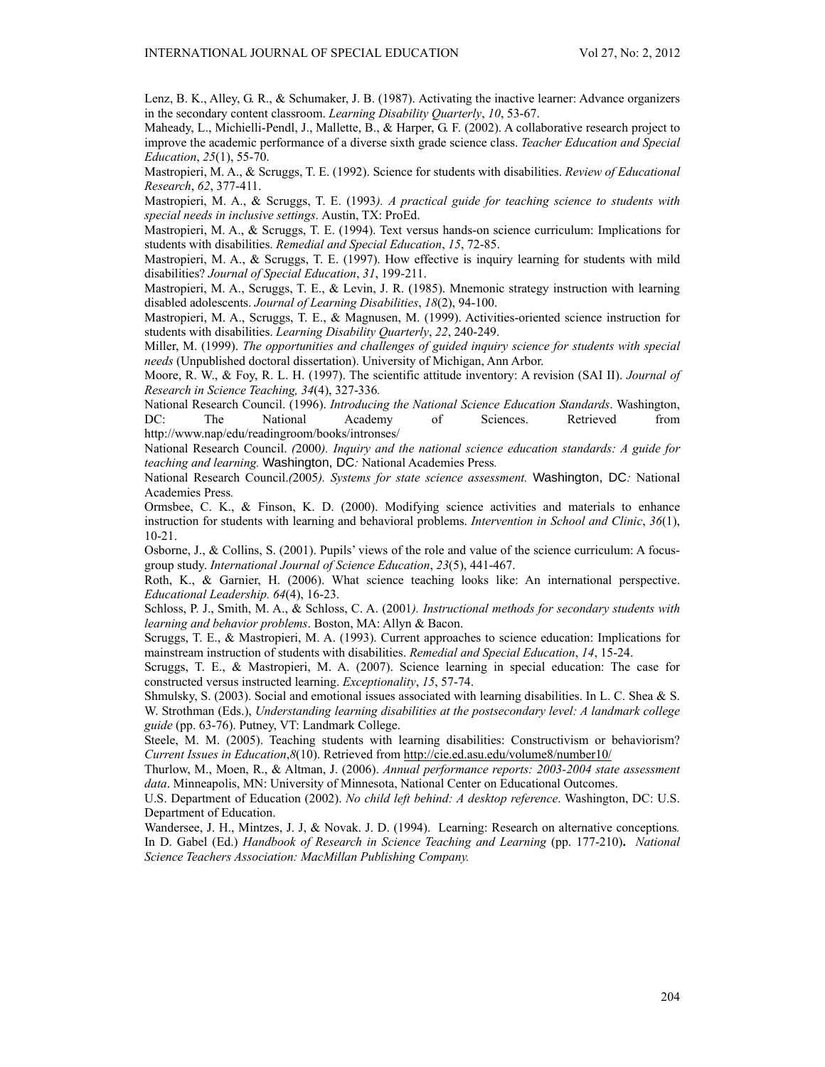Lenz, B. K., Alley, G. R., & Schumaker, J. B. (1987). Activating the inactive learner: Advance organizers in the secondary content classroom. *Learning Disability Quarterly*, *10*, 53-67.

Maheady, L., Michielli-Pendl, J., Mallette, B., & Harper, G. F. (2002). A collaborative research project to improve the academic performance of a diverse sixth grade science class. *Teacher Education and Special Education*, *25*(1), 55-70.

Mastropieri, M. A., & Scruggs, T. E. (1992). Science for students with disabilities. *Review of Educational Research*, *62*, 377-411.

Mastropieri, M. A., & Scruggs, T. E. (1993*). A practical guide for teaching science to students with special needs in inclusive settings*. Austin, TX: ProEd.

Mastropieri, M. A., & Scruggs, T. E. (1994). Text versus hands-on science curriculum: Implications for students with disabilities. *Remedial and Special Education*, *15*, 72-85.

Mastropieri, M. A., & Scruggs, T. E. (1997). How effective is inquiry learning for students with mild disabilities? *Journal of Special Education*, *31*, 199-211.

Mastropieri, M. A., Scruggs, T. E., & Levin, J. R. (1985). Mnemonic strategy instruction with learning disabled adolescents. *Journal of Learning Disabilities*, *18*(2), 94-100.

Mastropieri, M. A., Scruggs, T. E., & Magnusen, M. (1999). Activities-oriented science instruction for students with disabilities. *Learning Disability Quarterly*, *22*, 240-249.

Miller, M. (1999). *The opportunities and challenges of guided inquiry science for students with special needs* (Unpublished doctoral dissertation). University of Michigan, Ann Arbor.

Moore, R. W., & Foy, R. L. H. (1997). The scientific attitude inventory: A revision (SAI II). *Journal of Research in Science Teaching, 34*(4), 327-336*.*

National Research Council. (1996). *Introducing the National Science Education Standards*. Washington, DC: The National Academy of Sciences. Retrieved from http://www.nap/edu/readingroom/books/intronses/

National Research Council. *(*2000*). Inquiry and the national science education standards: A guide for teaching and learning.* Washington, DC*:* National Academies Press*.*

National Research Council.*(*2005*). Systems for state science assessment.* Washington, DC*:* National Academies Press*.*

Ormsbee, C. K., & Finson, K. D. (2000). Modifying science activities and materials to enhance instruction for students with learning and behavioral problems. *Intervention in School and Clinic*, *36*(1), 10-21.

Osborne, J., & Collins, S. (2001). Pupils' views of the role and value of the science curriculum: A focus-group study. *International Journal of Science Education*, *23*(5), 441-467.

Roth, K., & Garnier, H. (2006). What science teaching looks like: An international perspective. *Educational Leadership. 64*(4), 16-23.

Schloss, P. J., Smith, M. A., & Schloss, C. A. (2001*). Instructional methods for secondary students with learning and behavior problems*. Boston, MA: Allyn & Bacon.

Scruggs, T. E., & Mastropieri, M. A. (1993). Current approaches to science education: Implications for mainstream instruction of students with disabilities. *Remedial and Special Education*, *14*, 15-24.

Scruggs, T. E., & Mastropieri, M. A. (2007). Science learning in special education: The case for constructed versus instructed learning. *Exceptionality*, *15*, 57-74.

Shmulsky, S. (2003). Social and emotional issues associated with learning disabilities. In L. C. Shea & S. W. Strothman (Eds.), *Understanding learning disabilities at the postsecondary level: A landmark college guide* (pp. 63-76). Putney, VT: Landmark College.

Steele, M. M. (2005). Teaching students with learning disabilities: Constructivism or behaviorism? *Current Issues in Education*,*8*(10). Retrieved from http://cie.ed.asu.edu/volume8/number10/

Thurlow, M., Moen, R., & Altman, J. (2006). *Annual performance reports: 2003-2004 state assessment data*. Minneapolis, MN: University of Minnesota, National Center on Educational Outcomes.

U.S. Department of Education (2002). *No child left behind: A desktop reference*. Washington, DC: U.S. Department of Education.

Wandersee, J. H., Mintzes, J. J, & Novak. J. D. (1994). Learning: Research on alternative conceptions*.* In D. Gabel (Ed.) *Handbook of Research in Science Teaching and Learning* (pp. 177-210)**.** *National Science Teachers Association: MacMillan Publishing Company.*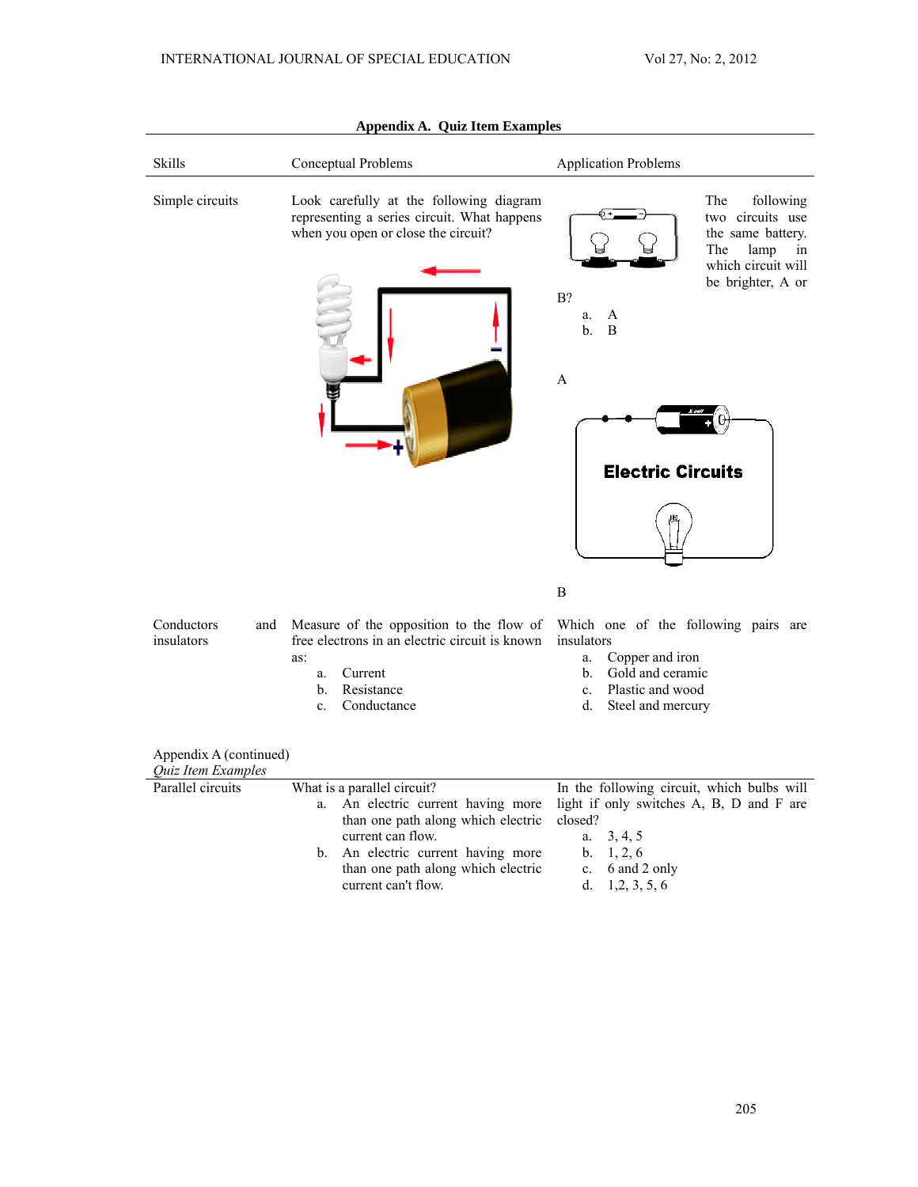**Appendix A. Quiz Item Examples**

| Skills | Conceptual Problems | Application Problems |
|---|---|---|
| Simple circuits | Look carefully at the following diagram representing a series circuit. What happens when you open or close the circuit? | The following two circuits use the same battery. The lamp in which circuit will be brighter, A or B?<br>a. A<br>b. B<br><br>A<br><br>Electric Circuits<br><br>B |
| Conductors and insulators | Measure of the opposition to the flow of free electrons in an electric circuit is known as:<br>a. Current<br>b. Resistance<br>c. Conductance | Which one of the following pairs are insulators<br>a. Copper and iron<br>b. Gold and ceramic<br>c. Plastic and wood<br>d. Steel and mercury |

Appendix A (continued)
*Quiz Item Examples*

| Skills | Conceptual Problems | Application Problems |
|---|---|---|
| Parallel circuits | What is a parallel circuit?<br>a. An electric current having more than one path along which electric current can flow.<br>b. An electric current having more than one path along which electric current can't flow. | In the following circuit, which bulbs will light if only switches A, B, D and F are closed?<br>a. 3, 4, 5<br>b. 1, 2, 6<br>c. 6 and 2 only<br>d. 1,2, 3, 5, 6 |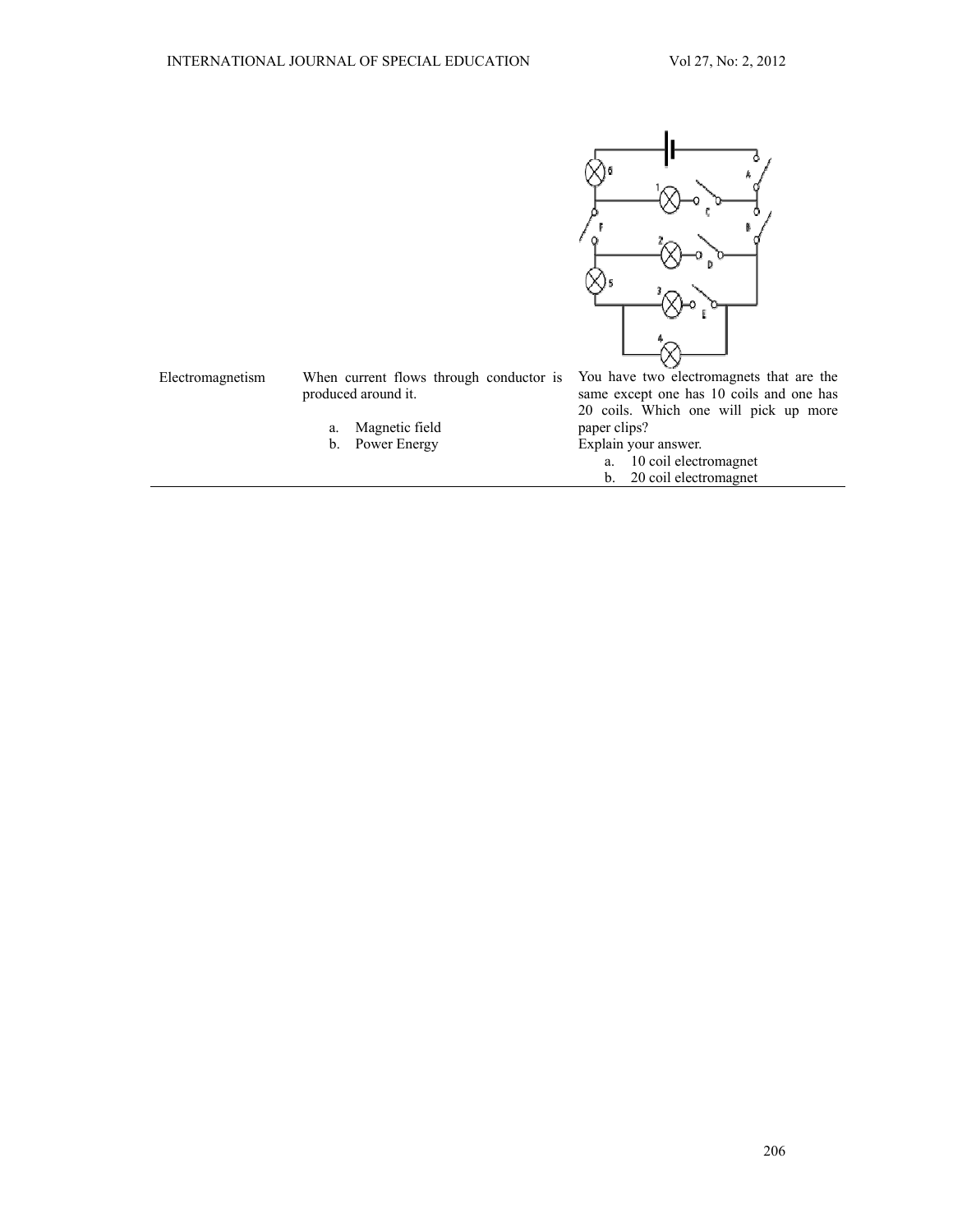| | | |
|---|---|---|
| Electromagnetism | When current flows through conductor is produced around it.<br><br>a. Magnetic field<br>b. Power Energy | You have two electromagnets that are the same except one has 10 coils and one has 20 coils. Which one will pick up more paper clips?<br>Explain your answer.<br>a. 10 coil electromagnet<br>b. 20 coil electromagnet |